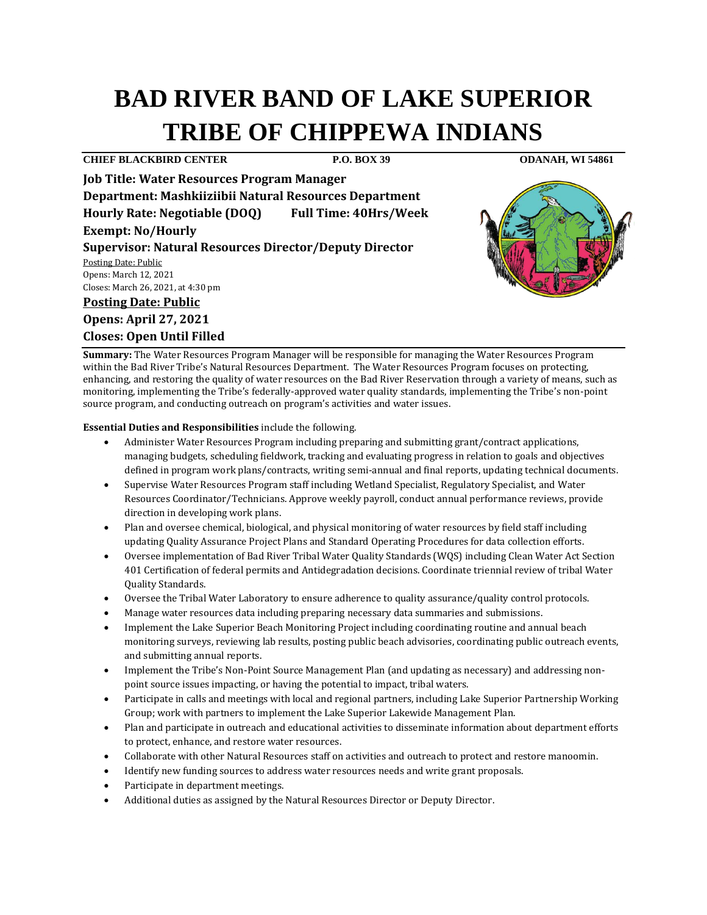# BAD RIVER BAND OF LAKE SUPERIOR TRIBE OF CHIPPEWA INDIANS

**CHIEF BLACKBIRD CENTER** **P.O. BOX 39** **ODANAH, WI 54861**

**Job Title: Water Resources Program Manager**
**Department: Mashkiiziibii Natural Resources Department**
**Hourly Rate: Negotiable (DOQ) Full Time: 40Hrs/Week**
**Exempt: No/Hourly**
**Supervisor: Natural Resources Director/Deputy Director**

Posting Date: Public
Opens: March 12, 2021
Closes: March 26, 2021, at 4:30 pm

**Posting Date: Public**
**Opens: April 27, 2021**
**Closes: Open Until Filled**

**Summary:** The Water Resources Program Manager will be responsible for managing the Water Resources Program within the Bad River Tribe's Natural Resources Department. The Water Resources Program focuses on protecting, enhancing, and restoring the quality of water resources on the Bad River Reservation through a variety of means, such as monitoring, implementing the Tribe's federally-approved water quality standards, implementing the Tribe's non-point source program, and conducting outreach on program's activities and water issues.

**Essential Duties and Responsibilities** include the following.

- Administer Water Resources Program including preparing and submitting grant/contract applications, managing budgets, scheduling fieldwork, tracking and evaluating progress in relation to goals and objectives defined in program work plans/contracts, writing semi-annual and final reports, updating technical documents.
- Supervise Water Resources Program staff including Wetland Specialist, Regulatory Specialist, and Water Resources Coordinator/Technicians. Approve weekly payroll, conduct annual performance reviews, provide direction in developing work plans.
- Plan and oversee chemical, biological, and physical monitoring of water resources by field staff including updating Quality Assurance Project Plans and Standard Operating Procedures for data collection efforts.
- Oversee implementation of Bad River Tribal Water Quality Standards (WQS) including Clean Water Act Section 401 Certification of federal permits and Antidegradation decisions. Coordinate triennial review of tribal Water Quality Standards.
- Oversee the Tribal Water Laboratory to ensure adherence to quality assurance/quality control protocols.
- Manage water resources data including preparing necessary data summaries and submissions.
- Implement the Lake Superior Beach Monitoring Project including coordinating routine and annual beach monitoring surveys, reviewing lab results, posting public beach advisories, coordinating public outreach events, and submitting annual reports.
- Implement the Tribe's Non-Point Source Management Plan (and updating as necessary) and addressing non-point source issues impacting, or having the potential to impact, tribal waters.
- Participate in calls and meetings with local and regional partners, including Lake Superior Partnership Working Group; work with partners to implement the Lake Superior Lakewide Management Plan.
- Plan and participate in outreach and educational activities to disseminate information about department efforts to protect, enhance, and restore water resources.
- Collaborate with other Natural Resources staff on activities and outreach to protect and restore manoomin.
- Identify new funding sources to address water resources needs and write grant proposals.
- Participate in department meetings.
- Additional duties as assigned by the Natural Resources Director or Deputy Director.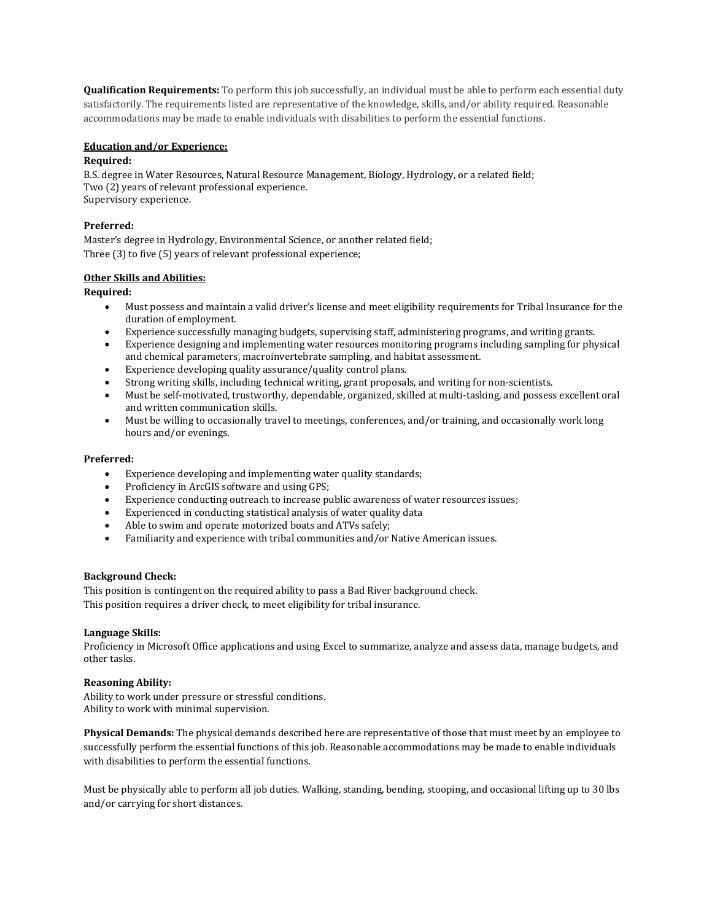**Qualification Requirements:** To perform this job successfully, an individual must be able to perform each essential duty satisfactorily. The requirements listed are representative of the knowledge, skills, and/or ability required. Reasonable accommodations may be made to enable individuals with disabilities to perform the essential functions.

**Education and/or Experience:**

**Required:**

B.S. degree in Water Resources, Natural Resource Management, Biology, Hydrology, or a related field;
Two (2) years of relevant professional experience.
Supervisory experience.

**Preferred:**

Master's degree in Hydrology, Environmental Science, or another related field;
Three (3) to five (5) years of relevant professional experience;

**Other Skills and Abilities:**

**Required:**

- Must possess and maintain a valid driver's license and meet eligibility requirements for Tribal Insurance for the duration of employment.
- Experience successfully managing budgets, supervising staff, administering programs, and writing grants.
- Experience designing and implementing water resources monitoring programs including sampling for physical and chemical parameters, macroinvertebrate sampling, and habitat assessment.
- Experience developing quality assurance/quality control plans.
- Strong writing skills, including technical writing, grant proposals, and writing for non-scientists.
- Must be self-motivated, trustworthy, dependable, organized, skilled at multi-tasking, and possess excellent oral and written communication skills.
- Must be willing to occasionally travel to meetings, conferences, and/or training, and occasionally work long hours and/or evenings.

**Preferred:**

- Experience developing and implementing water quality standards;
- Proficiency in ArcGIS software and using GPS;
- Experience conducting outreach to increase public awareness of water resources issues;
- Experienced in conducting statistical analysis of water quality data
- Able to swim and operate motorized boats and ATVs safely;
- Familiarity and experience with tribal communities and/or Native American issues.

**Background Check:**

This position is contingent on the required ability to pass a Bad River background check.
This position requires a driver check, to meet eligibility for tribal insurance.

**Language Skills:**

Proficiency in Microsoft Office applications and using Excel to summarize, analyze and assess data, manage budgets, and other tasks.

**Reasoning Ability:**

Ability to work under pressure or stressful conditions.
Ability to work with minimal supervision.

**Physical Demands:** The physical demands described here are representative of those that must meet by an employee to successfully perform the essential functions of this job. Reasonable accommodations may be made to enable individuals with disabilities to perform the essential functions.

Must be physically able to perform all job duties. Walking, standing, bending, stooping, and occasional lifting up to 30 lbs and/or carrying for short distances.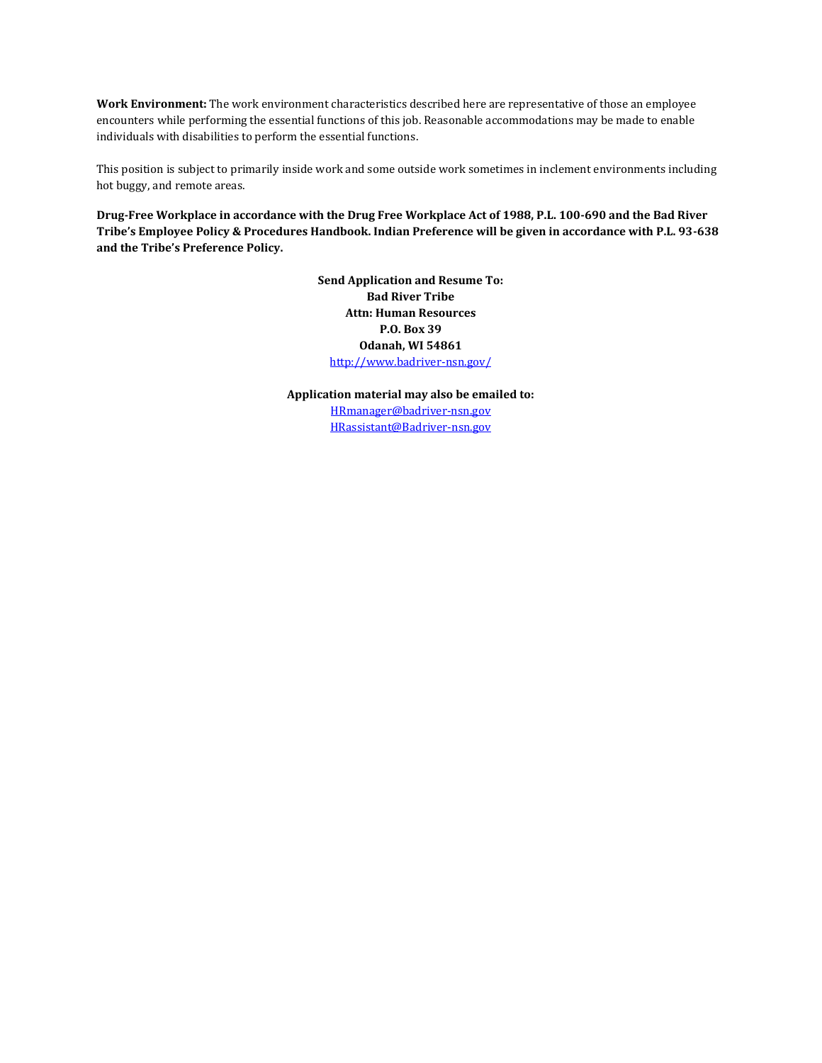**Work Environment:** The work environment characteristics described here are representative of those an employee encounters while performing the essential functions of this job. Reasonable accommodations may be made to enable individuals with disabilities to perform the essential functions.

This position is subject to primarily inside work and some outside work sometimes in inclement environments including hot buggy, and remote areas.

**Drug-Free Workplace in accordance with the Drug Free Workplace Act of 1988, P.L. 100-690 and the Bad River Tribe's Employee Policy & Procedures Handbook. Indian Preference will be given in accordance with P.L. 93-638 and the Tribe's Preference Policy.**

**Send Application and Resume To:**
**Bad River Tribe**
**Attn: Human Resources**
**P.O. Box 39**
**Odanah, WI 54861**
http://www.badriver-nsn.gov/

**Application material may also be emailed to:**
HRmanager@badriver-nsn.gov
HRassistant@Badriver-nsn.gov